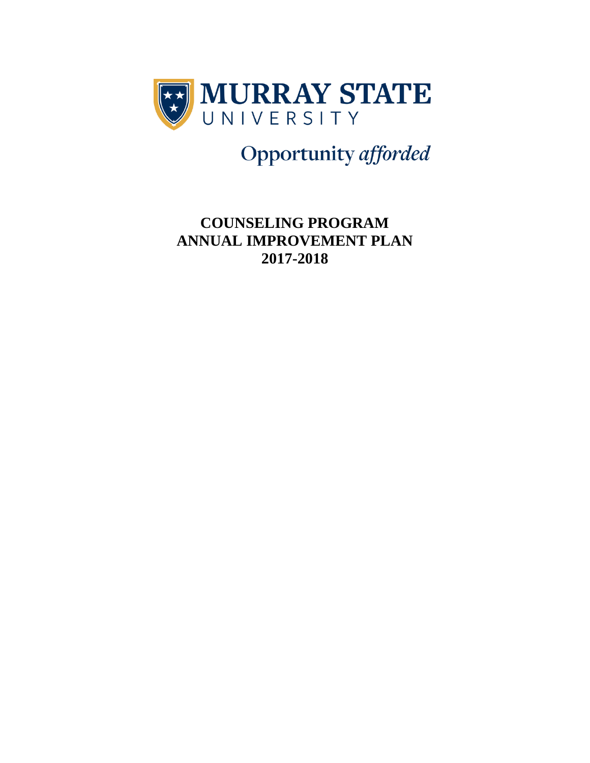MURRAY STATE UNIVERSITY

Opportunity *afforded*

# COUNSELING PROGRAM
# ANNUAL IMPROVEMENT PLAN
# 2017-2018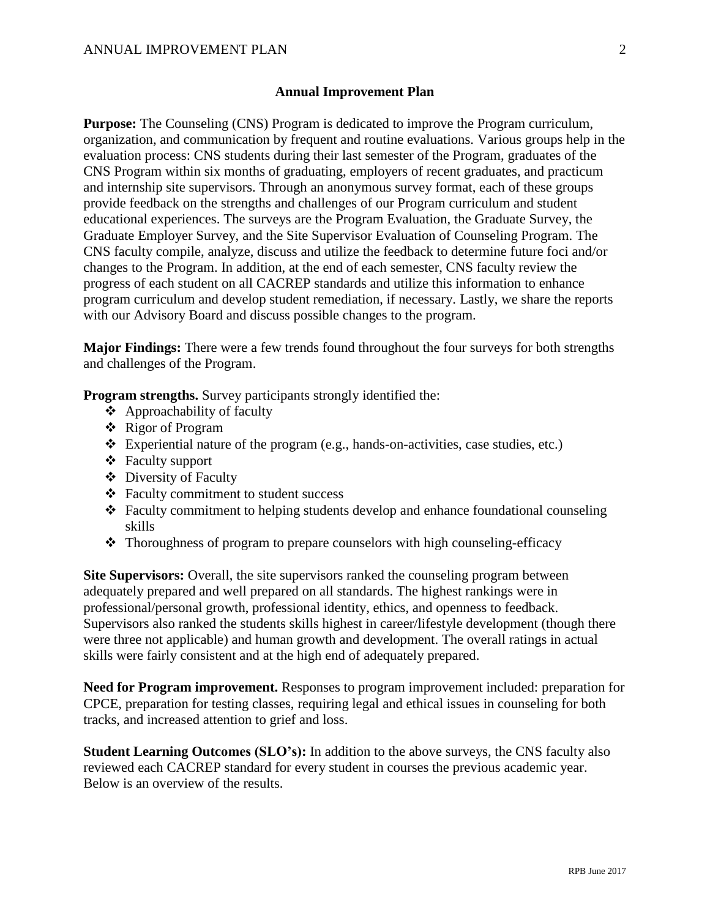## Annual Improvement Plan

**Purpose:** The Counseling (CNS) Program is dedicated to improve the Program curriculum, organization, and communication by frequent and routine evaluations. Various groups help in the evaluation process: CNS students during their last semester of the Program, graduates of the CNS Program within six months of graduating, employers of recent graduates, and practicum and internship site supervisors. Through an anonymous survey format, each of these groups provide feedback on the strengths and challenges of our Program curriculum and student educational experiences. The surveys are the Program Evaluation, the Graduate Survey, the Graduate Employer Survey, and the Site Supervisor Evaluation of Counseling Program. The CNS faculty compile, analyze, discuss and utilize the feedback to determine future foci and/or changes to the Program. In addition, at the end of each semester, CNS faculty review the progress of each student on all CACREP standards and utilize this information to enhance program curriculum and develop student remediation, if necessary. Lastly, we share the reports with our Advisory Board and discuss possible changes to the program.

**Major Findings:** There were a few trends found throughout the four surveys for both strengths and challenges of the Program.

**Program strengths.** Survey participants strongly identified the:

- Approachability of faculty
- Rigor of Program
- Experiential nature of the program (e.g., hands-on-activities, case studies, etc.)
- Faculty support
- Diversity of Faculty
- Faculty commitment to student success
- Faculty commitment to helping students develop and enhance foundational counseling skills
- Thoroughness of program to prepare counselors with high counseling-efficacy

**Site Supervisors:** Overall, the site supervisors ranked the counseling program between adequately prepared and well prepared on all standards. The highest rankings were in professional/personal growth, professional identity, ethics, and openness to feedback. Supervisors also ranked the students skills highest in career/lifestyle development (though there were three not applicable) and human growth and development. The overall ratings in actual skills were fairly consistent and at the high end of adequately prepared.

**Need for Program improvement.** Responses to program improvement included: preparation for CPCE, preparation for testing classes, requiring legal and ethical issues in counseling for both tracks, and increased attention to grief and loss.

**Student Learning Outcomes (SLO's):** In addition to the above surveys, the CNS faculty also reviewed each CACREP standard for every student in courses the previous academic year. Below is an overview of the results.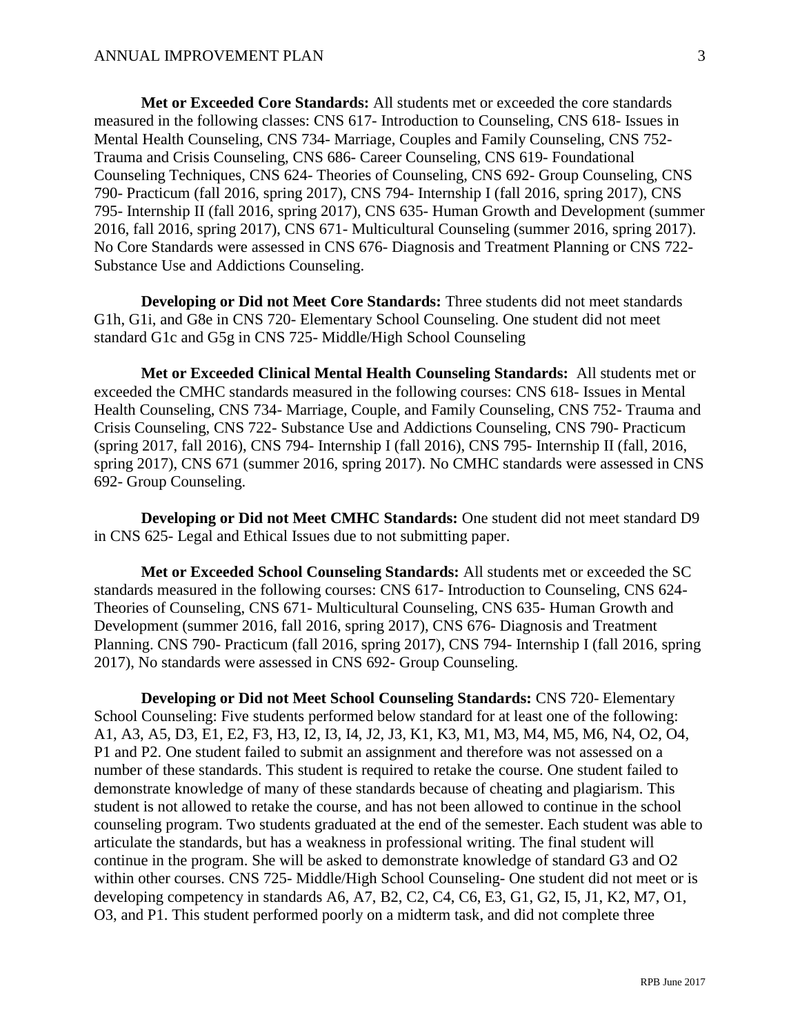**Met or Exceeded Core Standards:** All students met or exceeded the core standards measured in the following classes: CNS 617- Introduction to Counseling, CNS 618- Issues in Mental Health Counseling, CNS 734- Marriage, Couples and Family Counseling, CNS 752- Trauma and Crisis Counseling, CNS 686- Career Counseling, CNS 619- Foundational Counseling Techniques, CNS 624- Theories of Counseling, CNS 692- Group Counseling, CNS 790- Practicum (fall 2016, spring 2017), CNS 794- Internship I (fall 2016, spring 2017), CNS 795- Internship II (fall 2016, spring 2017), CNS 635- Human Growth and Development (summer 2016, fall 2016, spring 2017), CNS 671- Multicultural Counseling (summer 2016, spring 2017). No Core Standards were assessed in CNS 676- Diagnosis and Treatment Planning or CNS 722- Substance Use and Addictions Counseling.

**Developing or Did not Meet Core Standards:** Three students did not meet standards G1h, G1i, and G8e in CNS 720- Elementary School Counseling. One student did not meet standard G1c and G5g in CNS 725- Middle/High School Counseling

**Met or Exceeded Clinical Mental Health Counseling Standards:** All students met or exceeded the CMHC standards measured in the following courses: CNS 618- Issues in Mental Health Counseling, CNS 734- Marriage, Couple, and Family Counseling, CNS 752- Trauma and Crisis Counseling, CNS 722- Substance Use and Addictions Counseling, CNS 790- Practicum (spring 2017, fall 2016), CNS 794- Internship I (fall 2016), CNS 795- Internship II (fall, 2016, spring 2017), CNS 671 (summer 2016, spring 2017). No CMHC standards were assessed in CNS 692- Group Counseling.

**Developing or Did not Meet CMHC Standards:** One student did not meet standard D9 in CNS 625- Legal and Ethical Issues due to not submitting paper.

**Met or Exceeded School Counseling Standards:** All students met or exceeded the SC standards measured in the following courses: CNS 617- Introduction to Counseling, CNS 624- Theories of Counseling, CNS 671- Multicultural Counseling, CNS 635- Human Growth and Development (summer 2016, fall 2016, spring 2017), CNS 676- Diagnosis and Treatment Planning. CNS 790- Practicum (fall 2016, spring 2017), CNS 794- Internship I (fall 2016, spring 2017), No standards were assessed in CNS 692- Group Counseling.

**Developing or Did not Meet School Counseling Standards:** CNS 720- Elementary School Counseling: Five students performed below standard for at least one of the following: A1, A3, A5, D3, E1, E2, F3, H3, I2, I3, I4, J2, J3, K1, K3, M1, M3, M4, M5, M6, N4, O2, O4, P1 and P2. One student failed to submit an assignment and therefore was not assessed on a number of these standards. This student is required to retake the course. One student failed to demonstrate knowledge of many of these standards because of cheating and plagiarism. This student is not allowed to retake the course, and has not been allowed to continue in the school counseling program. Two students graduated at the end of the semester. Each student was able to articulate the standards, but has a weakness in professional writing. The final student will continue in the program. She will be asked to demonstrate knowledge of standard G3 and O2 within other courses. CNS 725- Middle/High School Counseling- One student did not meet or is developing competency in standards A6, A7, B2, C2, C4, C6, E3, G1, G2, I5, J1, K2, M7, O1, O3, and P1. This student performed poorly on a midterm task, and did not complete three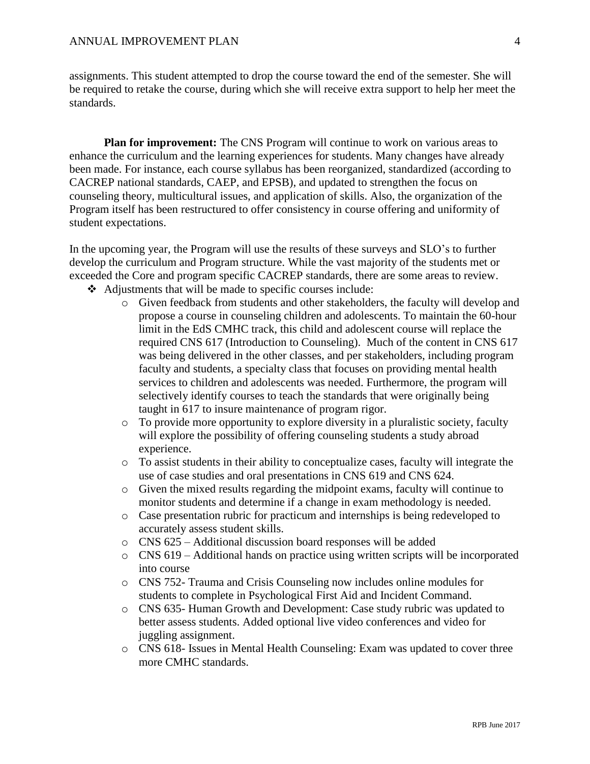assignments. This student attempted to drop the course toward the end of the semester. She will be required to retake the course, during which she will receive extra support to help her meet the standards.

**Plan for improvement:** The CNS Program will continue to work on various areas to enhance the curriculum and the learning experiences for students. Many changes have already been made. For instance, each course syllabus has been reorganized, standardized (according to CACREP national standards, CAEP, and EPSB), and updated to strengthen the focus on counseling theory, multicultural issues, and application of skills. Also, the organization of the Program itself has been restructured to offer consistency in course offering and uniformity of student expectations.

In the upcoming year, the Program will use the results of these surveys and SLO's to further develop the curriculum and Program structure. While the vast majority of the students met or exceeded the Core and program specific CACREP standards, there are some areas to review.

- Adjustments that will be made to specific courses include:
    - Given feedback from students and other stakeholders, the faculty will develop and propose a course in counseling children and adolescents. To maintain the 60-hour limit in the EdS CMHC track, this child and adolescent course will replace the required CNS 617 (Introduction to Counseling). Much of the content in CNS 617 was being delivered in the other classes, and per stakeholders, including program faculty and students, a specialty class that focuses on providing mental health services to children and adolescents was needed. Furthermore, the program will selectively identify courses to teach the standards that were originally being taught in 617 to insure maintenance of program rigor.
    - To provide more opportunity to explore diversity in a pluralistic society, faculty will explore the possibility of offering counseling students a study abroad experience.
    - To assist students in their ability to conceptualize cases, faculty will integrate the use of case studies and oral presentations in CNS 619 and CNS 624.
    - Given the mixed results regarding the midpoint exams, faculty will continue to monitor students and determine if a change in exam methodology is needed.
    - Case presentation rubric for practicum and internships is being redeveloped to accurately assess student skills.
    - CNS 625 – Additional discussion board responses will be added
    - CNS 619 – Additional hands on practice using written scripts will be incorporated into course
    - CNS 752- Trauma and Crisis Counseling now includes online modules for students to complete in Psychological First Aid and Incident Command.
    - CNS 635- Human Growth and Development: Case study rubric was updated to better assess students. Added optional live video conferences and video for juggling assignment.
    - CNS 618- Issues in Mental Health Counseling: Exam was updated to cover three more CMHC standards.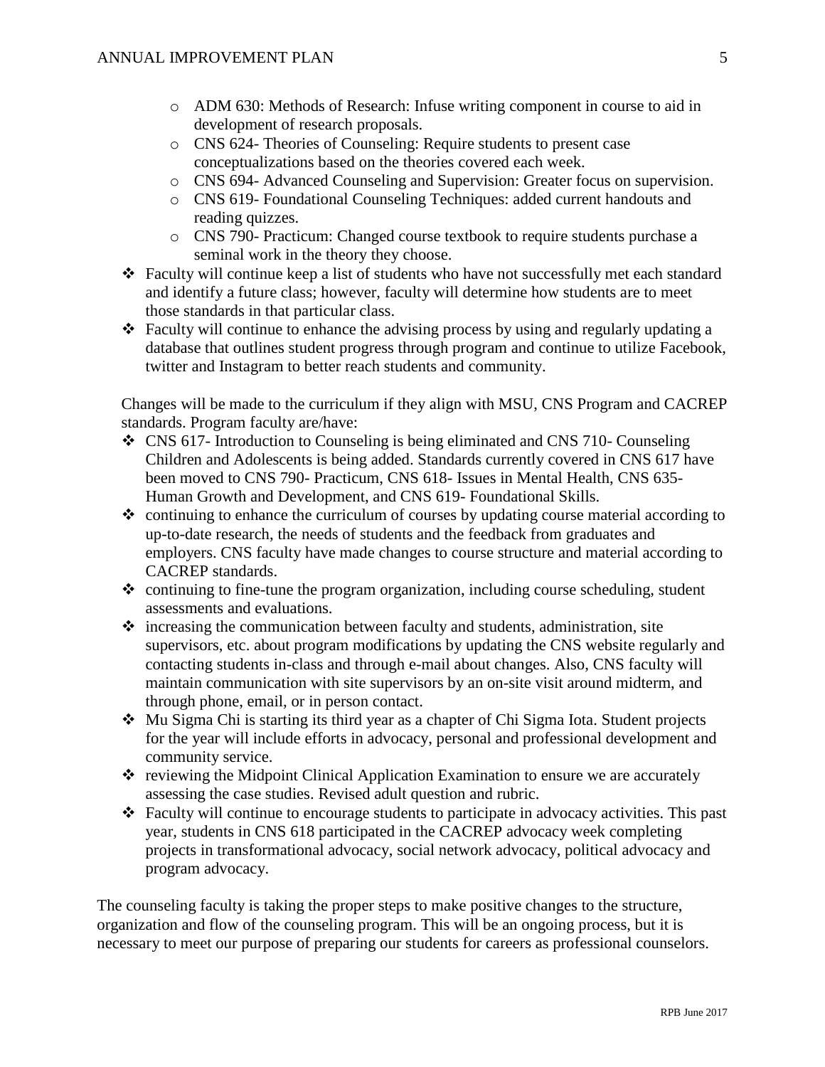- ADM 630: Methods of Research: Infuse writing component in course to aid in development of research proposals.
  - CNS 624- Theories of Counseling: Require students to present case conceptualizations based on the theories covered each week.
  - CNS 694- Advanced Counseling and Supervision: Greater focus on supervision.
  - CNS 619- Foundational Counseling Techniques: added current handouts and reading quizzes.
  - CNS 790- Practicum: Changed course textbook to require students purchase a seminal work in the theory they choose.
- Faculty will continue keep a list of students who have not successfully met each standard and identify a future class; however, faculty will determine how students are to meet those standards in that particular class.
- Faculty will continue to enhance the advising process by using and regularly updating a database that outlines student progress through program and continue to utilize Facebook, twitter and Instagram to better reach students and community.

Changes will be made to the curriculum if they align with MSU, CNS Program and CACREP standards. Program faculty are/have:

- CNS 617- Introduction to Counseling is being eliminated and CNS 710- Counseling Children and Adolescents is being added. Standards currently covered in CNS 617 have been moved to CNS 790- Practicum, CNS 618- Issues in Mental Health, CNS 635- Human Growth and Development, and CNS 619- Foundational Skills.
- continuing to enhance the curriculum of courses by updating course material according to up-to-date research, the needs of students and the feedback from graduates and employers. CNS faculty have made changes to course structure and material according to CACREP standards.
- continuing to fine-tune the program organization, including course scheduling, student assessments and evaluations.
- increasing the communication between faculty and students, administration, site supervisors, etc. about program modifications by updating the CNS website regularly and contacting students in-class and through e-mail about changes. Also, CNS faculty will maintain communication with site supervisors by an on-site visit around midterm, and through phone, email, or in person contact.
- Mu Sigma Chi is starting its third year as a chapter of Chi Sigma Iota. Student projects for the year will include efforts in advocacy, personal and professional development and community service.
- reviewing the Midpoint Clinical Application Examination to ensure we are accurately assessing the case studies. Revised adult question and rubric.
- Faculty will continue to encourage students to participate in advocacy activities. This past year, students in CNS 618 participated in the CACREP advocacy week completing projects in transformational advocacy, social network advocacy, political advocacy and program advocacy.

The counseling faculty is taking the proper steps to make positive changes to the structure, organization and flow of the counseling program. This will be an ongoing process, but it is necessary to meet our purpose of preparing our students for careers as professional counselors.